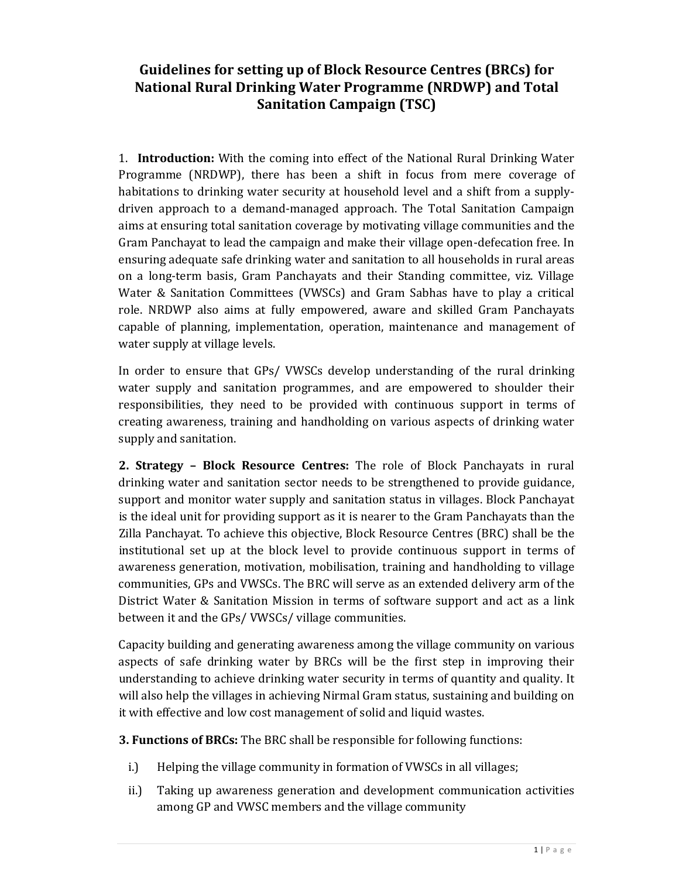# Guidelines for setting up of Block Resource Centres (BRCs) for National Rural Drinking Water Programme (NRDWP) and Total Sanitation Campaign (TSC)

1. **Introduction:** With the coming into effect of the National Rural Drinking Water Programme (NRDWP), there has been a shift in focus from mere coverage of habitations to drinking water security at household level and a shift from a supply-driven approach to a demand-managed approach. The Total Sanitation Campaign aims at ensuring total sanitation coverage by motivating village communities and the Gram Panchayat to lead the campaign and make their village open-defecation free. In ensuring adequate safe drinking water and sanitation to all households in rural areas on a long-term basis, Gram Panchayats and their Standing committee, viz. Village Water & Sanitation Committees (VWSCs) and Gram Sabhas have to play a critical role. NRDWP also aims at fully empowered, aware and skilled Gram Panchayats capable of planning, implementation, operation, maintenance and management of water supply at village levels.

In order to ensure that GPs/ VWSCs develop understanding of the rural drinking water supply and sanitation programmes, and are empowered to shoulder their responsibilities, they need to be provided with continuous support in terms of creating awareness, training and handholding on various aspects of drinking water supply and sanitation.

**2. Strategy – Block Resource Centres:** The role of Block Panchayats in rural drinking water and sanitation sector needs to be strengthened to provide guidance, support and monitor water supply and sanitation status in villages. Block Panchayat is the ideal unit for providing support as it is nearer to the Gram Panchayats than the Zilla Panchayat. To achieve this objective, Block Resource Centres (BRC) shall be the institutional set up at the block level to provide continuous support in terms of awareness generation, motivation, mobilisation, training and handholding to village communities, GPs and VWSCs. The BRC will serve as an extended delivery arm of the District Water & Sanitation Mission in terms of software support and act as a link between it and the GPs/ VWSCs/ village communities.

Capacity building and generating awareness among the village community on various aspects of safe drinking water by BRCs will be the first step in improving their understanding to achieve drinking water security in terms of quantity and quality. It will also help the villages in achieving Nirmal Gram status, sustaining and building on it with effective and low cost management of solid and liquid wastes.

**3. Functions of BRCs:** The BRC shall be responsible for following functions:

i.) Helping the village community in formation of VWSCs in all villages;

ii.) Taking up awareness generation and development communication activities among GP and VWSC members and the village community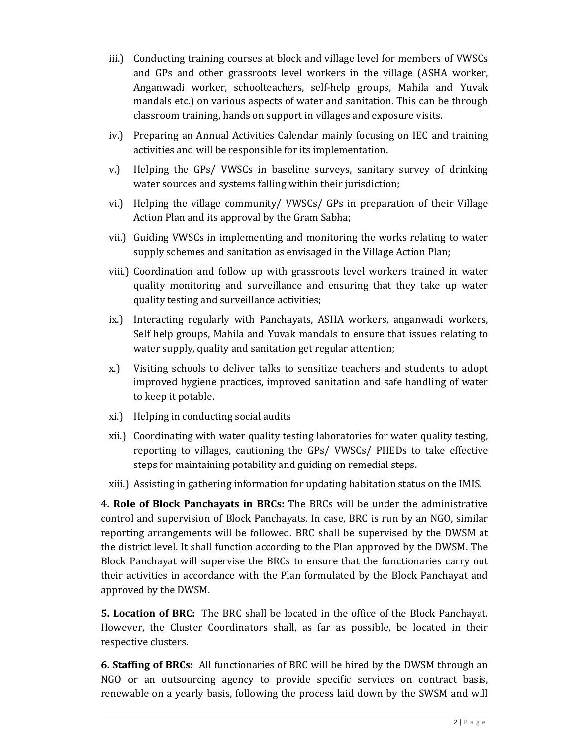iii.) Conducting training courses at block and village level for members of VWSCs and GPs and other grassroots level workers in the village (ASHA worker, Anganwadi worker, schoolteachers, self-help groups, Mahila and Yuvak mandals etc.) on various aspects of water and sanitation. This can be through classroom training, hands on support in villages and exposure visits.

iv.) Preparing an Annual Activities Calendar mainly focusing on IEC and training activities and will be responsible for its implementation.

v.) Helping the GPs/ VWSCs in baseline surveys, sanitary survey of drinking water sources and systems falling within their jurisdiction;

vi.) Helping the village community/ VWSCs/ GPs in preparation of their Village Action Plan and its approval by the Gram Sabha;

vii.) Guiding VWSCs in implementing and monitoring the works relating to water supply schemes and sanitation as envisaged in the Village Action Plan;

viii.) Coordination and follow up with grassroots level workers trained in water quality monitoring and surveillance and ensuring that they take up water quality testing and surveillance activities;

ix.) Interacting regularly with Panchayats, ASHA workers, anganwadi workers, Self help groups, Mahila and Yuvak mandals to ensure that issues relating to water supply, quality and sanitation get regular attention;

x.) Visiting schools to deliver talks to sensitize teachers and students to adopt improved hygiene practices, improved sanitation and safe handling of water to keep it potable.

xi.) Helping in conducting social audits

xii.) Coordinating with water quality testing laboratories for water quality testing, reporting to villages, cautioning the GPs/ VWSCs/ PHEDs to take effective steps for maintaining potability and guiding on remedial steps.

xiii.) Assisting in gathering information for updating habitation status on the IMIS.

**4. Role of Block Panchayats in BRCs:** The BRCs will be under the administrative control and supervision of Block Panchayats. In case, BRC is run by an NGO, similar reporting arrangements will be followed. BRC shall be supervised by the DWSM at the district level. It shall function according to the Plan approved by the DWSM. The Block Panchayat will supervise the BRCs to ensure that the functionaries carry out their activities in accordance with the Plan formulated by the Block Panchayat and approved by the DWSM.

**5. Location of BRC:** The BRC shall be located in the office of the Block Panchayat. However, the Cluster Coordinators shall, as far as possible, be located in their respective clusters.

**6. Staffing of BRCs:** All functionaries of BRC will be hired by the DWSM through an NGO or an outsourcing agency to provide specific services on contract basis, renewable on a yearly basis, following the process laid down by the SWSM and will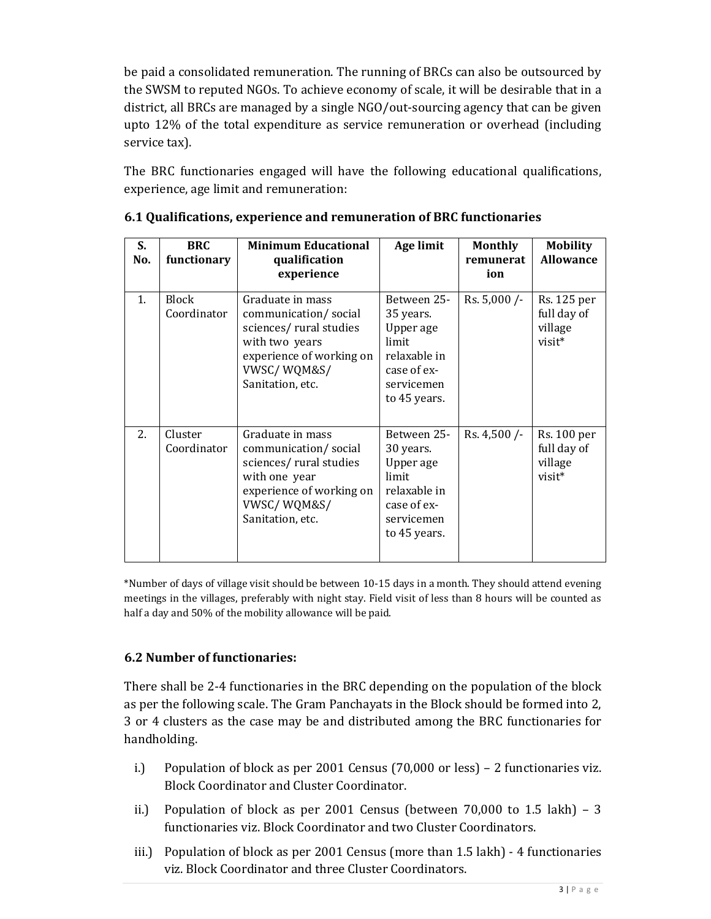be paid a consolidated remuneration. The running of BRCs can also be outsourced by the SWSM to reputed NGOs. To achieve economy of scale, it will be desirable that in a district, all BRCs are managed by a single NGO/out-sourcing agency that can be given upto 12% of the total expenditure as service remuneration or overhead (including service tax).

The BRC functionaries engaged will have the following educational qualifications, experience, age limit and remuneration:

### 6.1 Qualifications, experience and remuneration of BRC functionaries

| S. No. | BRC functionary | Minimum Educational qualification experience | Age limit | Monthly remuneration | Mobility Allowance |
|---|---|---|---|---|---|
| 1. | Block Coordinator | Graduate in mass communication/ social sciences/ rural studies with two years experience of working on VWSC/ WQM&S/ Sanitation, etc. | Between 25-35 years. Upper age limit relaxable in case of ex-servicemen to 45 years. | Rs. 5,000 /- | Rs. 125 per full day of village visit* |
| 2. | Cluster Coordinator | Graduate in mass communication/ social sciences/ rural studies with one year experience of working on VWSC/ WQM&S/ Sanitation, etc. | Between 25-30 years. Upper age limit relaxable in case of ex-servicemen to 45 years. | Rs. 4,500 /- | Rs. 100 per full day of village visit* |

*Number of days of village visit should be between 10-15 days in a month. They should attend evening meetings in the villages, preferably with night stay. Field visit of less than 8 hours will be counted as half a day and 50% of the mobility allowance will be paid.

### 6.2 Number of functionaries:

There shall be 2-4 functionaries in the BRC depending on the population of the block as per the following scale. The Gram Panchayats in the Block should be formed into 2, 3 or 4 clusters as the case may be and distributed among the BRC functionaries for handholding.

i.) Population of block as per 2001 Census (70,000 or less) – 2 functionaries viz. Block Coordinator and Cluster Coordinator.

ii.) Population of block as per 2001 Census (between 70,000 to 1.5 lakh) – 3 functionaries viz. Block Coordinator and two Cluster Coordinators.

iii.) Population of block as per 2001 Census (more than 1.5 lakh) - 4 functionaries viz. Block Coordinator and three Cluster Coordinators.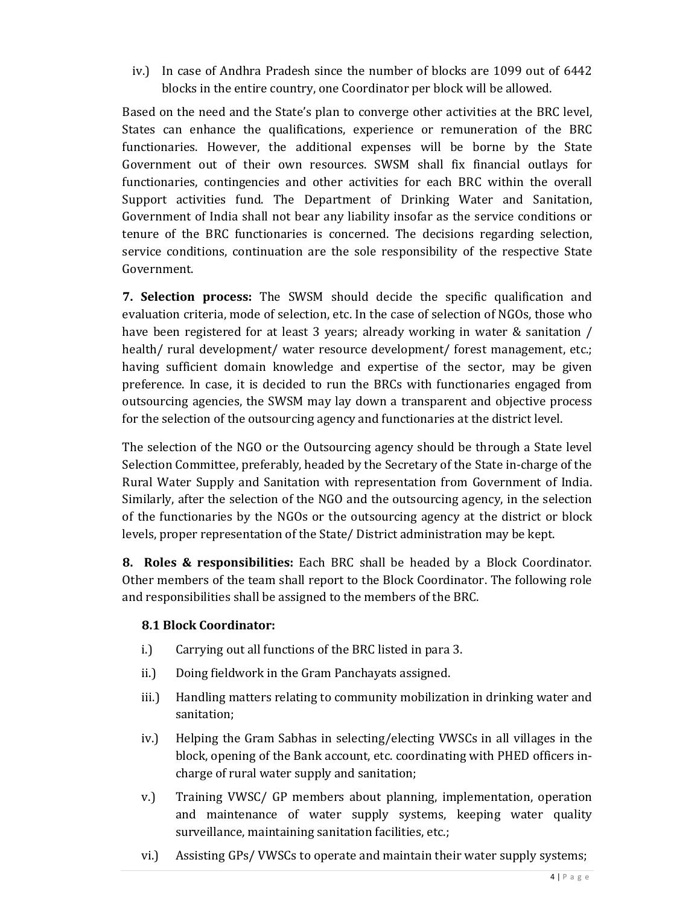iv.) In case of Andhra Pradesh since the number of blocks are 1099 out of 6442 blocks in the entire country, one Coordinator per block will be allowed.

Based on the need and the State's plan to converge other activities at the BRC level, States can enhance the qualifications, experience or remuneration of the BRC functionaries. However, the additional expenses will be borne by the State Government out of their own resources. SWSM shall fix financial outlays for functionaries, contingencies and other activities for each BRC within the overall Support activities fund. The Department of Drinking Water and Sanitation, Government of India shall not bear any liability insofar as the service conditions or tenure of the BRC functionaries is concerned. The decisions regarding selection, service conditions, continuation are the sole responsibility of the respective State Government.

**7. Selection process:** The SWSM should decide the specific qualification and evaluation criteria, mode of selection, etc. In the case of selection of NGOs, those who have been registered for at least 3 years; already working in water & sanitation / health/ rural development/ water resource development/ forest management, etc.; having sufficient domain knowledge and expertise of the sector, may be given preference. In case, it is decided to run the BRCs with functionaries engaged from outsourcing agencies, the SWSM may lay down a transparent and objective process for the selection of the outsourcing agency and functionaries at the district level.

The selection of the NGO or the Outsourcing agency should be through a State level Selection Committee, preferably, headed by the Secretary of the State in-charge of the Rural Water Supply and Sanitation with representation from Government of India. Similarly, after the selection of the NGO and the outsourcing agency, in the selection of the functionaries by the NGOs or the outsourcing agency at the district or block levels, proper representation of the State/ District administration may be kept.

**8. Roles & responsibilities:** Each BRC shall be headed by a Block Coordinator. Other members of the team shall report to the Block Coordinator. The following role and responsibilities shall be assigned to the members of the BRC.

### 8.1 Block Coordinator:

i.) Carrying out all functions of the BRC listed in para 3.

ii.) Doing fieldwork in the Gram Panchayats assigned.

iii.) Handling matters relating to community mobilization in drinking water and sanitation;

iv.) Helping the Gram Sabhas in selecting/electing VWSCs in all villages in the block, opening of the Bank account, etc. coordinating with PHED officers in-charge of rural water supply and sanitation;

v.) Training VWSC/ GP members about planning, implementation, operation and maintenance of water supply systems, keeping water quality surveillance, maintaining sanitation facilities, etc.;

vi.) Assisting GPs/ VWSCs to operate and maintain their water supply systems;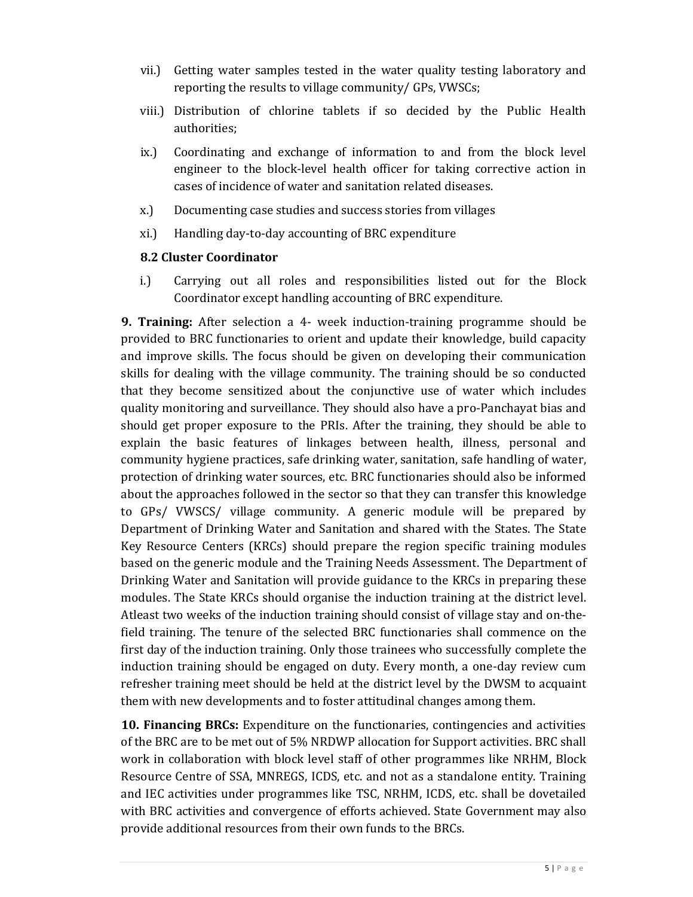vii.) Getting water samples tested in the water quality testing laboratory and reporting the results to village community/ GPs, VWSCs;

viii.) Distribution of chlorine tablets if so decided by the Public Health authorities;

ix.) Coordinating and exchange of information to and from the block level engineer to the block-level health officer for taking corrective action in cases of incidence of water and sanitation related diseases.

x.) Documenting case studies and success stories from villages

xi.) Handling day-to-day accounting of BRC expenditure

**8.2 Cluster Coordinator**

i.) Carrying out all roles and responsibilities listed out for the Block Coordinator except handling accounting of BRC expenditure.

**9. Training:** After selection a 4- week induction-training programme should be provided to BRC functionaries to orient and update their knowledge, build capacity and improve skills. The focus should be given on developing their communication skills for dealing with the village community. The training should be so conducted that they become sensitized about the conjunctive use of water which includes quality monitoring and surveillance. They should also have a pro-Panchayat bias and should get proper exposure to the PRIs. After the training, they should be able to explain the basic features of linkages between health, illness, personal and community hygiene practices, safe drinking water, sanitation, safe handling of water, protection of drinking water sources, etc. BRC functionaries should also be informed about the approaches followed in the sector so that they can transfer this knowledge to GPs/ VWSCS/ village community. A generic module will be prepared by Department of Drinking Water and Sanitation and shared with the States. The State Key Resource Centers (KRCs) should prepare the region specific training modules based on the generic module and the Training Needs Assessment. The Department of Drinking Water and Sanitation will provide guidance to the KRCs in preparing these modules. The State KRCs should organise the induction training at the district level. Atleast two weeks of the induction training should consist of village stay and on-the-field training. The tenure of the selected BRC functionaries shall commence on the first day of the induction training. Only those trainees who successfully complete the induction training should be engaged on duty. Every month, a one-day review cum refresher training meet should be held at the district level by the DWSM to acquaint them with new developments and to foster attitudinal changes among them.

**10. Financing BRCs:** Expenditure on the functionaries, contingencies and activities of the BRC are to be met out of 5% NRDWP allocation for Support activities. BRC shall work in collaboration with block level staff of other programmes like NRHM, Block Resource Centre of SSA, MNREGS, ICDS, etc. and not as a standalone entity. Training and IEC activities under programmes like TSC, NRHM, ICDS, etc. shall be dovetailed with BRC activities and convergence of efforts achieved. State Government may also provide additional resources from their own funds to the BRCs.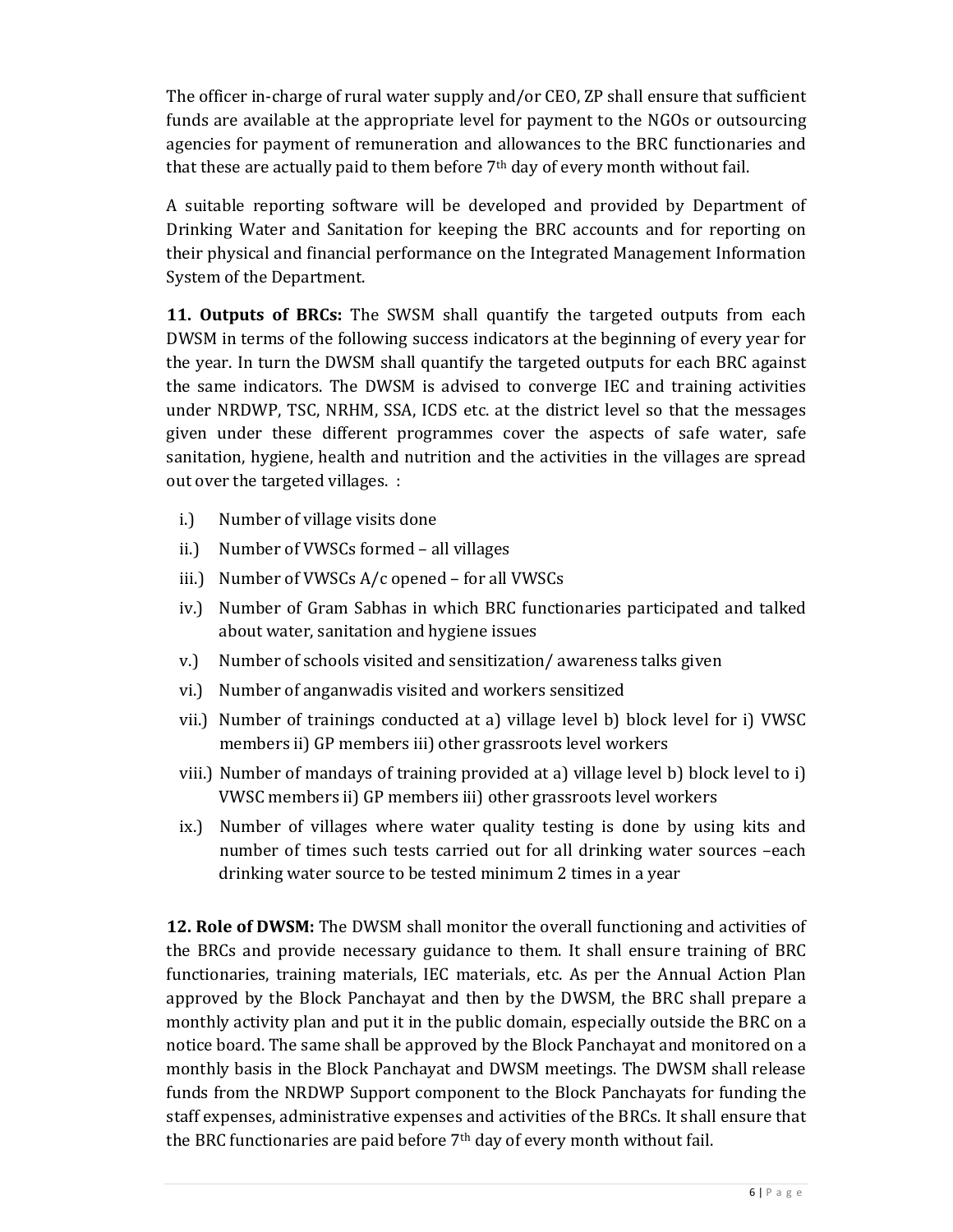The officer in-charge of rural water supply and/or CEO, ZP shall ensure that sufficient funds are available at the appropriate level for payment to the NGOs or outsourcing agencies for payment of remuneration and allowances to the BRC functionaries and that these are actually paid to them before 7th day of every month without fail.

A suitable reporting software will be developed and provided by Department of Drinking Water and Sanitation for keeping the BRC accounts and for reporting on their physical and financial performance on the Integrated Management Information System of the Department.

**11. Outputs of BRCs:** The SWSM shall quantify the targeted outputs from each DWSM in terms of the following success indicators at the beginning of every year for the year. In turn the DWSM shall quantify the targeted outputs for each BRC against the same indicators. The DWSM is advised to converge IEC and training activities under NRDWP, TSC, NRHM, SSA, ICDS etc. at the district level so that the messages given under these different programmes cover the aspects of safe water, safe sanitation, hygiene, health and nutrition and the activities in the villages are spread out over the targeted villages. :

- i.) Number of village visits done
- ii.) Number of VWSCs formed – all villages
- iii.) Number of VWSCs A/c opened – for all VWSCs
- iv.) Number of Gram Sabhas in which BRC functionaries participated and talked about water, sanitation and hygiene issues
- v.) Number of schools visited and sensitization/ awareness talks given
- vi.) Number of anganwadis visited and workers sensitized
- vii.) Number of trainings conducted at a) village level b) block level for i) VWSC members ii) GP members iii) other grassroots level workers
- viii.) Number of mandays of training provided at a) village level b) block level to i) VWSC members ii) GP members iii) other grassroots level workers
- ix.) Number of villages where water quality testing is done by using kits and number of times such tests carried out for all drinking water sources –each drinking water source to be tested minimum 2 times in a year

**12. Role of DWSM:** The DWSM shall monitor the overall functioning and activities of the BRCs and provide necessary guidance to them. It shall ensure training of BRC functionaries, training materials, IEC materials, etc. As per the Annual Action Plan approved by the Block Panchayat and then by the DWSM, the BRC shall prepare a monthly activity plan and put it in the public domain, especially outside the BRC on a notice board. The same shall be approved by the Block Panchayat and monitored on a monthly basis in the Block Panchayat and DWSM meetings. The DWSM shall release funds from the NRDWP Support component to the Block Panchayats for funding the staff expenses, administrative expenses and activities of the BRCs. It shall ensure that the BRC functionaries are paid before 7th day of every month without fail.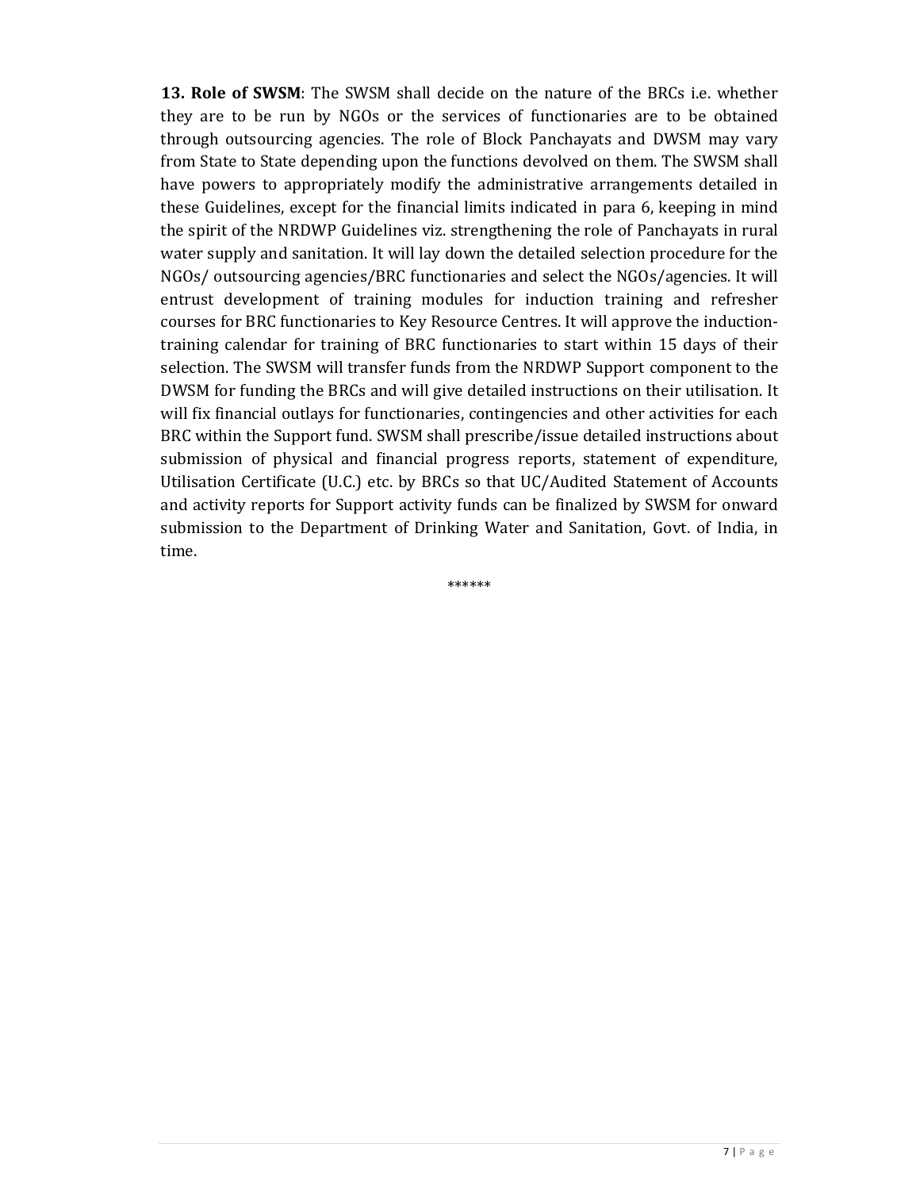**13. Role of SWSM**: The SWSM shall decide on the nature of the BRCs i.e. whether they are to be run by NGOs or the services of functionaries are to be obtained through outsourcing agencies. The role of Block Panchayats and DWSM may vary from State to State depending upon the functions devolved on them. The SWSM shall have powers to appropriately modify the administrative arrangements detailed in these Guidelines, except for the financial limits indicated in para 6, keeping in mind the spirit of the NRDWP Guidelines viz. strengthening the role of Panchayats in rural water supply and sanitation. It will lay down the detailed selection procedure for the NGOs/ outsourcing agencies/BRC functionaries and select the NGOs/agencies. It will entrust development of training modules for induction training and refresher courses for BRC functionaries to Key Resource Centres. It will approve the induction-training calendar for training of BRC functionaries to start within 15 days of their selection. The SWSM will transfer funds from the NRDWP Support component to the DWSM for funding the BRCs and will give detailed instructions on their utilisation. It will fix financial outlays for functionaries, contingencies and other activities for each BRC within the Support fund. SWSM shall prescribe/issue detailed instructions about submission of physical and financial progress reports, statement of expenditure, Utilisation Certificate (U.C.) etc. by BRCs so that UC/Audited Statement of Accounts and activity reports for Support activity funds can be finalized by SWSM for onward submission to the Department of Drinking Water and Sanitation, Govt. of India, in time.

******